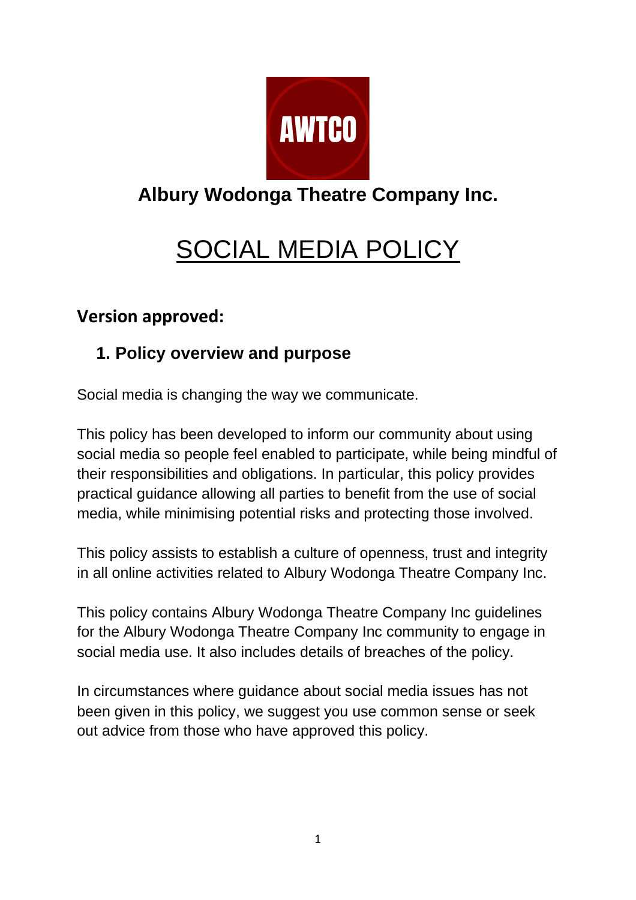AWTCO

## Albury Wodonga Theatre Company Inc.

# SOCIAL MEDIA POLICY

**Version approved:**

## 1. Policy overview and purpose

Social media is changing the way we communicate.

This policy has been developed to inform our community about using social media so people feel enabled to participate, while being mindful of their responsibilities and obligations. In particular, this policy provides practical guidance allowing all parties to benefit from the use of social media, while minimising potential risks and protecting those involved.

This policy assists to establish a culture of openness, trust and integrity in all online activities related to Albury Wodonga Theatre Company Inc.

This policy contains Albury Wodonga Theatre Company Inc guidelines for the Albury Wodonga Theatre Company Inc community to engage in social media use. It also includes details of breaches of the policy.

In circumstances where guidance about social media issues has not been given in this policy, we suggest you use common sense or seek out advice from those who have approved this policy.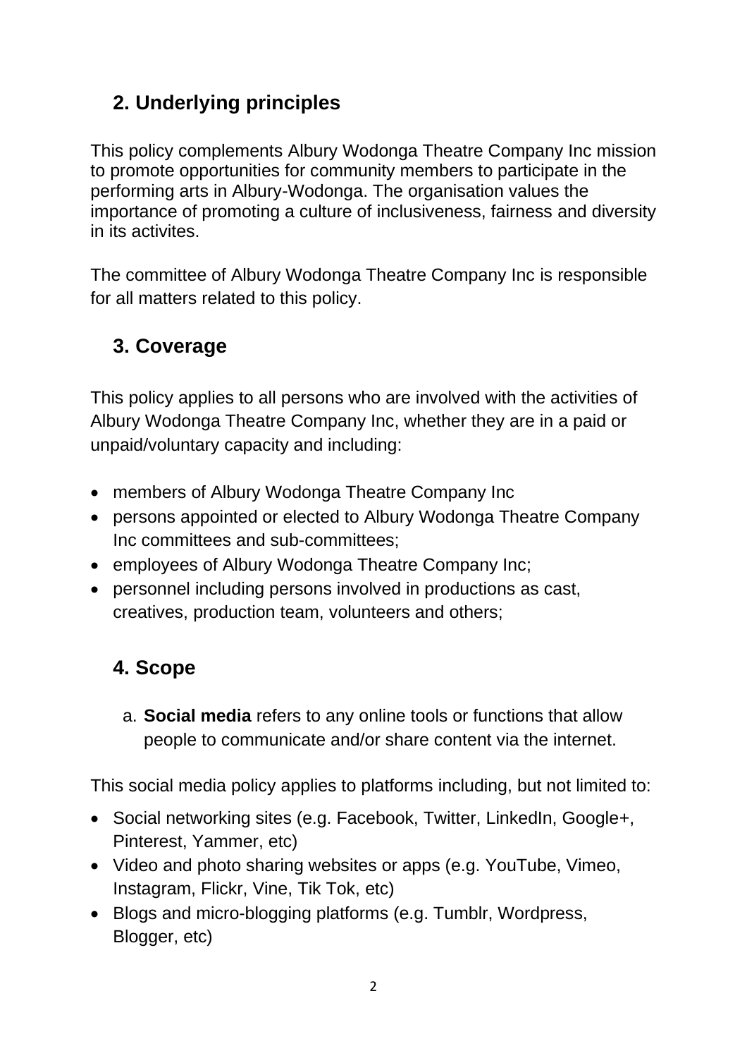## 2. Underlying principles

This policy complements Albury Wodonga Theatre Company Inc mission to promote opportunities for community members to participate in the performing arts in Albury-Wodonga. The organisation values the importance of promoting a culture of inclusiveness, fairness and diversity in its activites.

The committee of Albury Wodonga Theatre Company Inc is responsible for all matters related to this policy.

## 3. Coverage

This policy applies to all persons who are involved with the activities of Albury Wodonga Theatre Company Inc, whether they are in a paid or unpaid/voluntary capacity and including:

- members of Albury Wodonga Theatre Company Inc
- persons appointed or elected to Albury Wodonga Theatre Company Inc committees and sub-committees;
- employees of Albury Wodonga Theatre Company Inc;
- personnel including persons involved in productions as cast, creatives, production team, volunteers and others;

## 4. Scope

a. **Social media** refers to any online tools or functions that allow people to communicate and/or share content via the internet.

This social media policy applies to platforms including, but not limited to:

- Social networking sites (e.g. Facebook, Twitter, LinkedIn, Google+, Pinterest, Yammer, etc)
- Video and photo sharing websites or apps (e.g. YouTube, Vimeo, Instagram, Flickr, Vine, Tik Tok, etc)
- Blogs and micro-blogging platforms (e.g. Tumblr, Wordpress, Blogger, etc)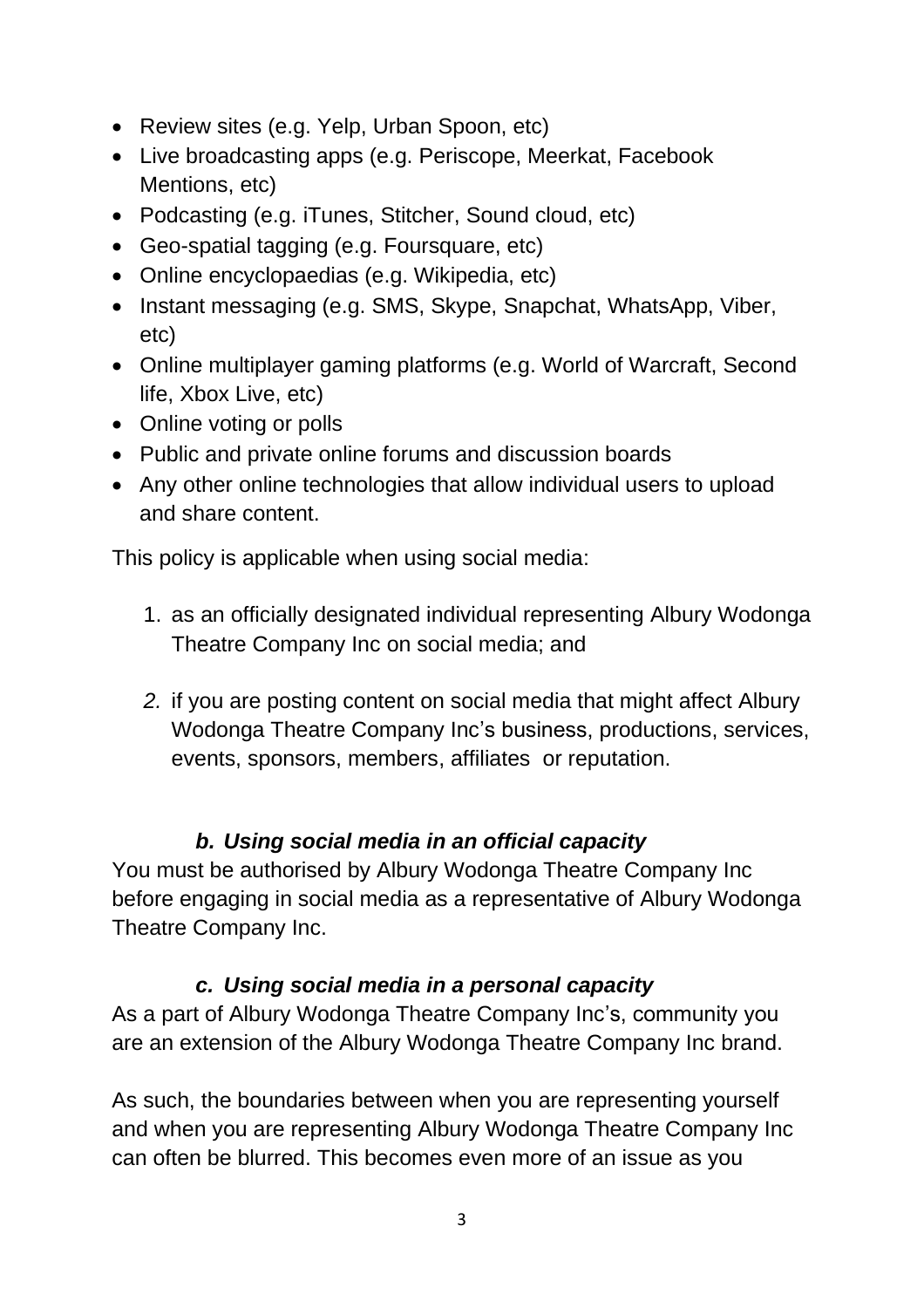- Review sites (e.g. Yelp, Urban Spoon, etc)
- Live broadcasting apps (e.g. Periscope, Meerkat, Facebook Mentions, etc)
- Podcasting (e.g. iTunes, Stitcher, Sound cloud, etc)
- Geo-spatial tagging (e.g. Foursquare, etc)
- Online encyclopaedias (e.g. Wikipedia, etc)
- Instant messaging (e.g. SMS, Skype, Snapchat, WhatsApp, Viber, etc)
- Online multiplayer gaming platforms (e.g. World of Warcraft, Second life, Xbox Live, etc)
- Online voting or polls
- Public and private online forums and discussion boards
- Any other online technologies that allow individual users to upload and share content.

This policy is applicable when using social media:

1. as an officially designated individual representing Albury Wodonga Theatre Company Inc on social media; and

2. if you are posting content on social media that might affect Albury Wodonga Theatre Company Inc's business, productions, services, events, sponsors, members, affiliates or reputation.

### *b. Using social media in an official capacity*

You must be authorised by Albury Wodonga Theatre Company Inc before engaging in social media as a representative of Albury Wodonga Theatre Company Inc.

### *c. Using social media in a personal capacity*

As a part of Albury Wodonga Theatre Company Inc's, community you are an extension of the Albury Wodonga Theatre Company Inc brand.

As such, the boundaries between when you are representing yourself and when you are representing Albury Wodonga Theatre Company Inc can often be blurred. This becomes even more of an issue as you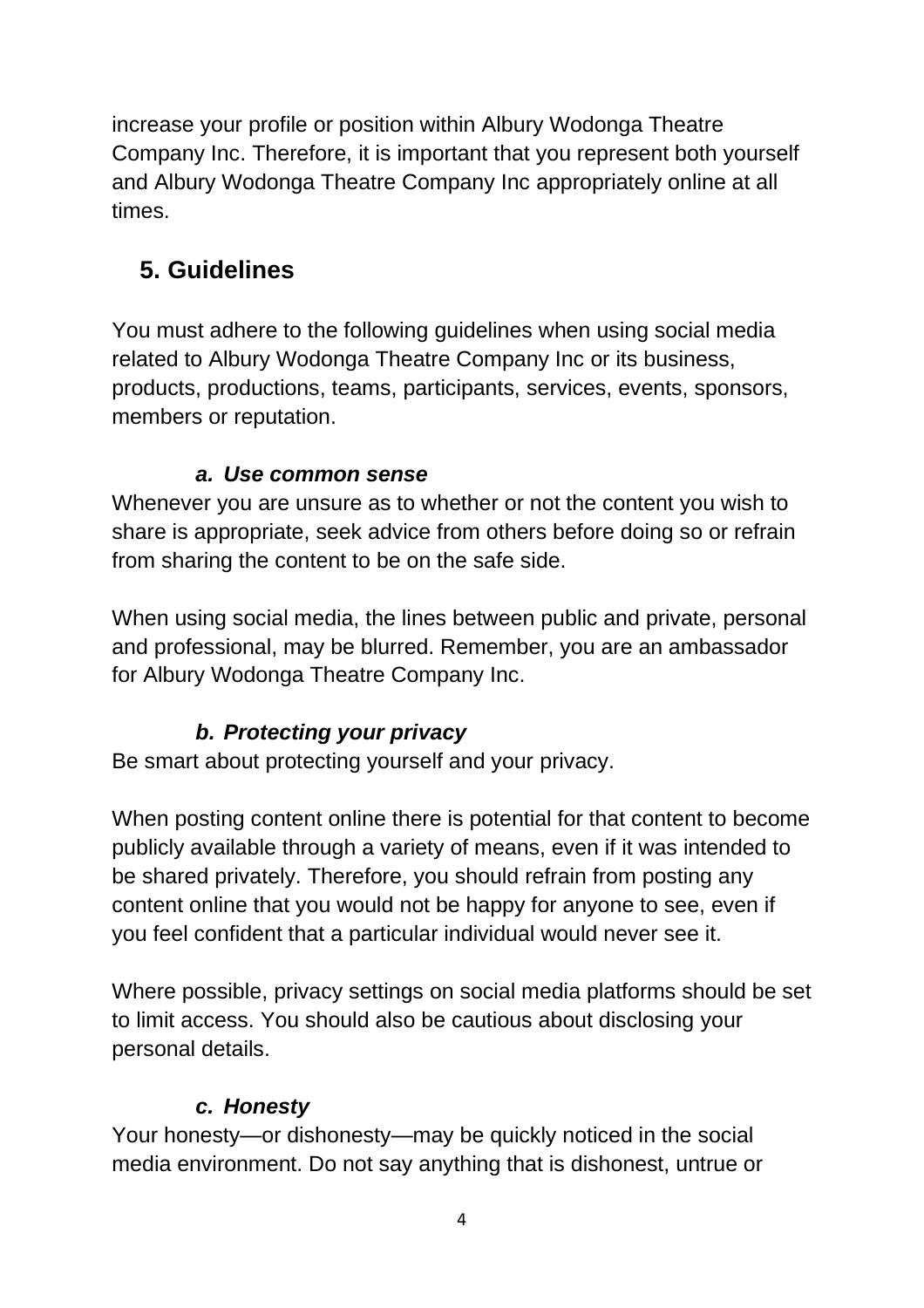increase your profile or position within Albury Wodonga Theatre Company Inc. Therefore, it is important that you represent both yourself and Albury Wodonga Theatre Company Inc appropriately online at all times.

## 5. Guidelines

You must adhere to the following guidelines when using social media related to Albury Wodonga Theatre Company Inc or its business, products, productions, teams, participants, services, events, sponsors, members or reputation.

### *a. Use common sense*

Whenever you are unsure as to whether or not the content you wish to share is appropriate, seek advice from others before doing so or refrain from sharing the content to be on the safe side.

When using social media, the lines between public and private, personal and professional, may be blurred. Remember, you are an ambassador for Albury Wodonga Theatre Company Inc.

### *b. Protecting your privacy*

Be smart about protecting yourself and your privacy.

When posting content online there is potential for that content to become publicly available through a variety of means, even if it was intended to be shared privately. Therefore, you should refrain from posting any content online that you would not be happy for anyone to see, even if you feel confident that a particular individual would never see it.

Where possible, privacy settings on social media platforms should be set to limit access. You should also be cautious about disclosing your personal details.

### *c. Honesty*

Your honesty—or dishonesty—may be quickly noticed in the social media environment. Do not say anything that is dishonest, untrue or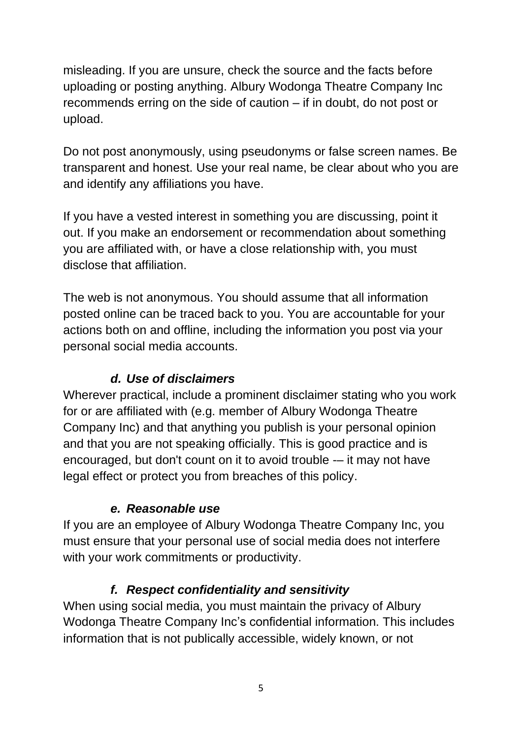misleading. If you are unsure, check the source and the facts before uploading or posting anything. Albury Wodonga Theatre Company Inc recommends erring on the side of caution – if in doubt, do not post or upload.

Do not post anonymously, using pseudonyms or false screen names. Be transparent and honest. Use your real name, be clear about who you are and identify any affiliations you have.

If you have a vested interest in something you are discussing, point it out. If you make an endorsement or recommendation about something you are affiliated with, or have a close relationship with, you must disclose that affiliation.

The web is not anonymous. You should assume that all information posted online can be traced back to you. You are accountable for your actions both on and offline, including the information you post via your personal social media accounts.

### *d. Use of disclaimers*

Wherever practical, include a prominent disclaimer stating who you work for or are affiliated with (e.g. member of Albury Wodonga Theatre Company Inc) and that anything you publish is your personal opinion and that you are not speaking officially. This is good practice and is encouraged, but don't count on it to avoid trouble -– it may not have legal effect or protect you from breaches of this policy.

### *e. Reasonable use*

If you are an employee of Albury Wodonga Theatre Company Inc, you must ensure that your personal use of social media does not interfere with your work commitments or productivity.

### *f. Respect confidentiality and sensitivity*

When using social media, you must maintain the privacy of Albury Wodonga Theatre Company Inc's confidential information. This includes information that is not publically accessible, widely known, or not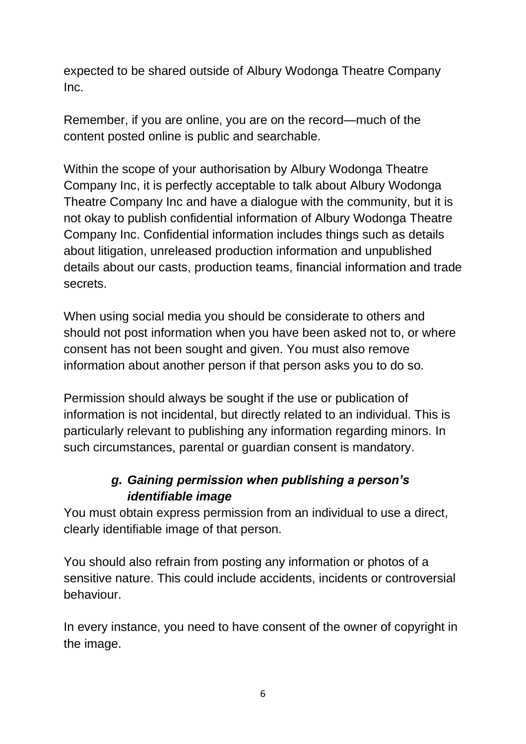expected to be shared outside of Albury Wodonga Theatre Company Inc.

Remember, if you are online, you are on the record—much of the content posted online is public and searchable.

Within the scope of your authorisation by Albury Wodonga Theatre Company Inc, it is perfectly acceptable to talk about Albury Wodonga Theatre Company Inc and have a dialogue with the community, but it is not okay to publish confidential information of Albury Wodonga Theatre Company Inc. Confidential information includes things such as details about litigation, unreleased production information and unpublished details about our casts, production teams, financial information and trade secrets.

When using social media you should be considerate to others and should not post information when you have been asked not to, or where consent has not been sought and given. You must also remove information about another person if that person asks you to do so.

Permission should always be sought if the use or publication of information is not incidental, but directly related to an individual. This is particularly relevant to publishing any information regarding minors. In such circumstances, parental or guardian consent is mandatory.

### *g. Gaining permission when publishing a person's identifiable image*

You must obtain express permission from an individual to use a direct, clearly identifiable image of that person.

You should also refrain from posting any information or photos of a sensitive nature. This could include accidents, incidents or controversial behaviour.

In every instance, you need to have consent of the owner of copyright in the image.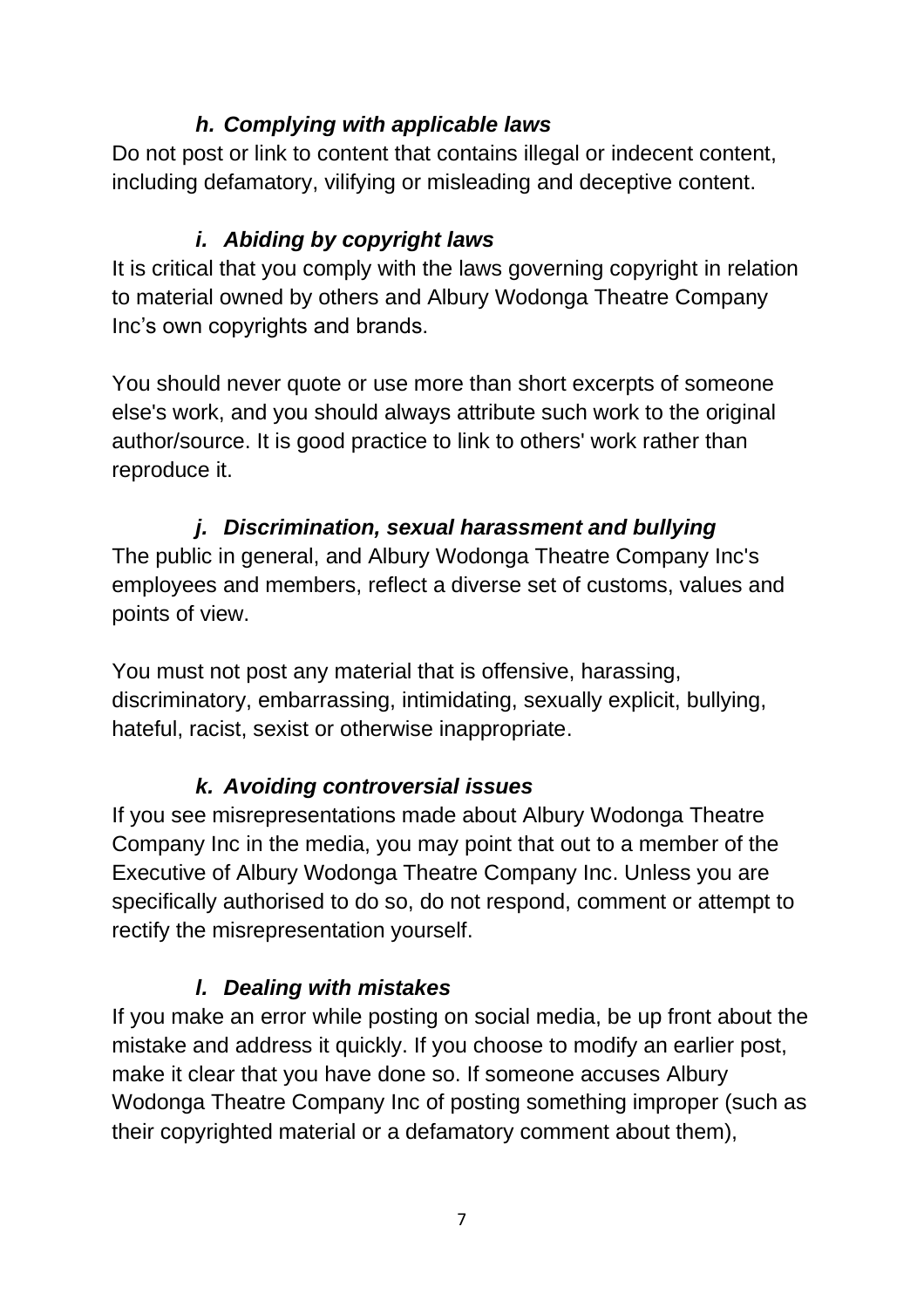### *h. Complying with applicable laws*

Do not post or link to content that contains illegal or indecent content, including defamatory, vilifying or misleading and deceptive content.

### *i. Abiding by copyright laws*

It is critical that you comply with the laws governing copyright in relation to material owned by others and Albury Wodonga Theatre Company Inc’s own copyrights and brands.

You should never quote or use more than short excerpts of someone else's work, and you should always attribute such work to the original author/source. It is good practice to link to others' work rather than reproduce it.

### *j. Discrimination, sexual harassment and bullying*

The public in general, and Albury Wodonga Theatre Company Inc's employees and members, reflect a diverse set of customs, values and points of view.

You must not post any material that is offensive, harassing, discriminatory, embarrassing, intimidating, sexually explicit, bullying, hateful, racist, sexist or otherwise inappropriate.

### *k. Avoiding controversial issues*

If you see misrepresentations made about Albury Wodonga Theatre Company Inc in the media, you may point that out to a member of the Executive of Albury Wodonga Theatre Company Inc. Unless you are specifically authorised to do so, do not respond, comment or attempt to rectify the misrepresentation yourself.

### *l. Dealing with mistakes*

If you make an error while posting on social media, be up front about the mistake and address it quickly. If you choose to modify an earlier post, make it clear that you have done so. If someone accuses Albury Wodonga Theatre Company Inc of posting something improper (such as their copyrighted material or a defamatory comment about them),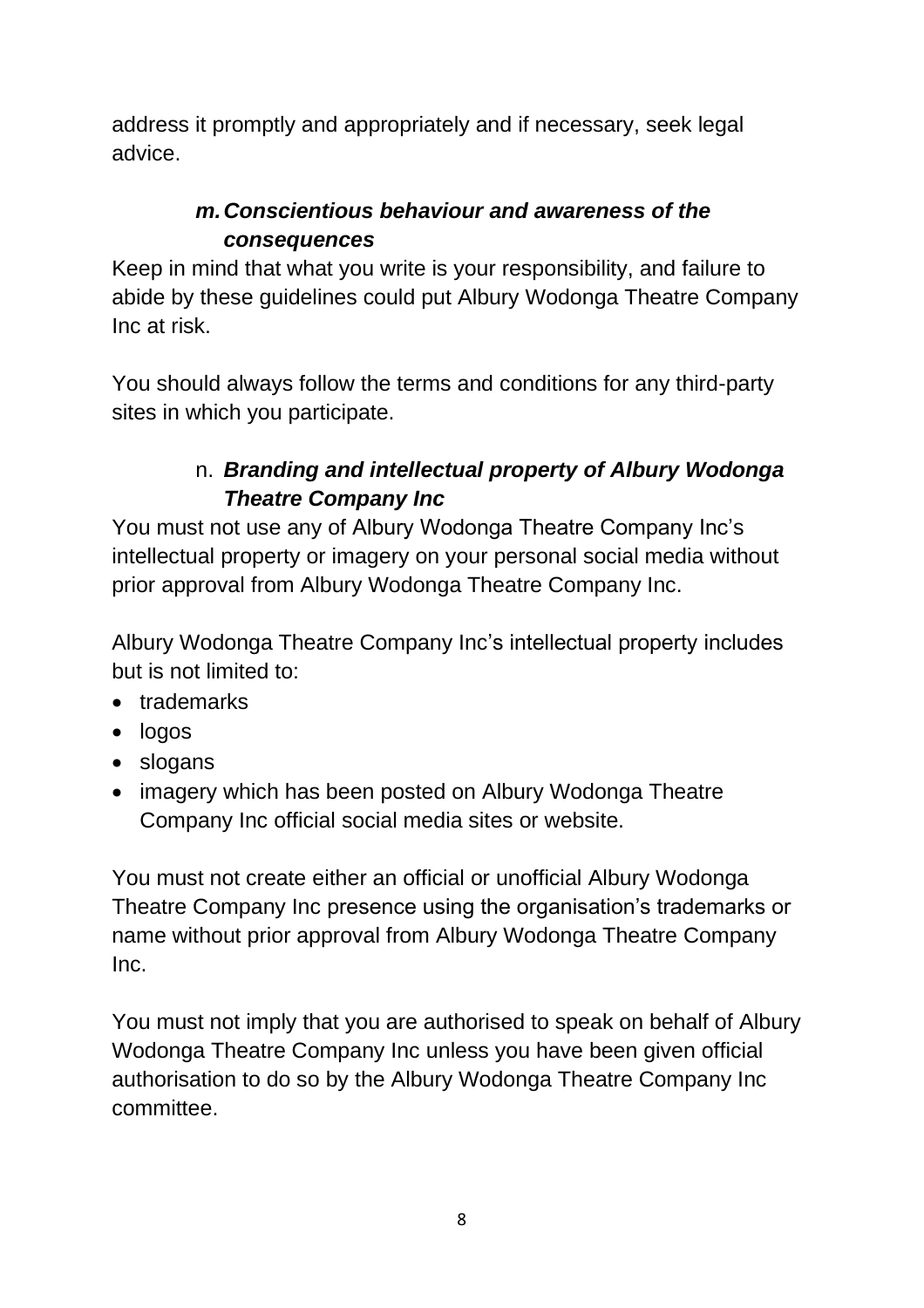address it promptly and appropriately and if necessary, seek legal advice.

### *m. Conscientious behaviour and awareness of the consequences*

Keep in mind that what you write is your responsibility, and failure to abide by these guidelines could put Albury Wodonga Theatre Company Inc at risk.

You should always follow the terms and conditions for any third-party sites in which you participate.

### n. *Branding and intellectual property of Albury Wodonga Theatre Company Inc*

You must not use any of Albury Wodonga Theatre Company Inc's intellectual property or imagery on your personal social media without prior approval from Albury Wodonga Theatre Company Inc.

Albury Wodonga Theatre Company Inc's intellectual property includes but is not limited to:

- trademarks
- logos
- slogans
- imagery which has been posted on Albury Wodonga Theatre Company Inc official social media sites or website.

You must not create either an official or unofficial Albury Wodonga Theatre Company Inc presence using the organisation's trademarks or name without prior approval from Albury Wodonga Theatre Company Inc.

You must not imply that you are authorised to speak on behalf of Albury Wodonga Theatre Company Inc unless you have been given official authorisation to do so by the Albury Wodonga Theatre Company Inc committee.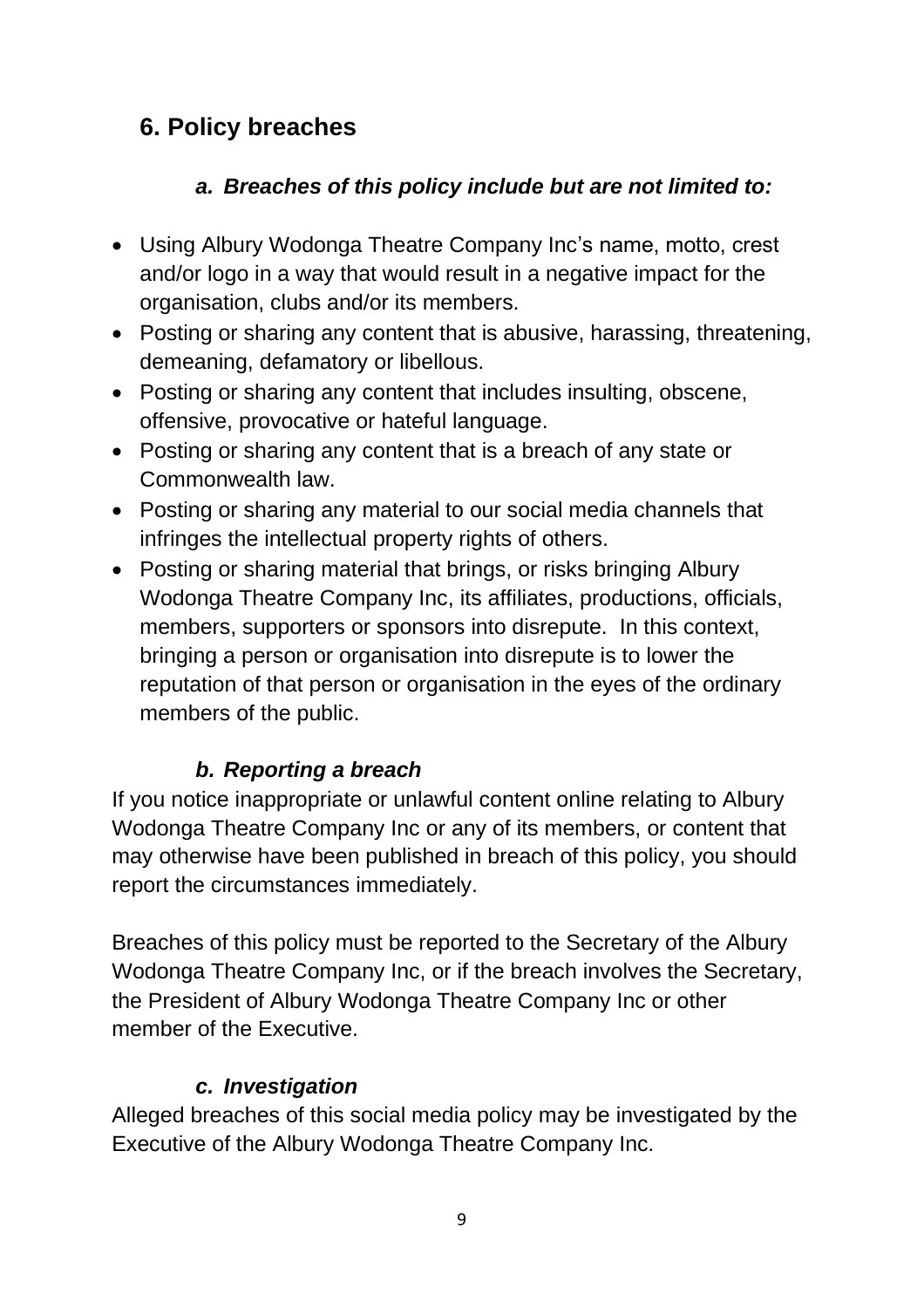## 6. Policy breaches

### *a. Breaches of this policy include but are not limited to:*

- Using Albury Wodonga Theatre Company Inc's name, motto, crest and/or logo in a way that would result in a negative impact for the organisation, clubs and/or its members.
- Posting or sharing any content that is abusive, harassing, threatening, demeaning, defamatory or libellous.
- Posting or sharing any content that includes insulting, obscene, offensive, provocative or hateful language.
- Posting or sharing any content that is a breach of any state or Commonwealth law.
- Posting or sharing any material to our social media channels that infringes the intellectual property rights of others.
- Posting or sharing material that brings, or risks bringing Albury Wodonga Theatre Company Inc, its affiliates, productions, officials, members, supporters or sponsors into disrepute. In this context, bringing a person or organisation into disrepute is to lower the reputation of that person or organisation in the eyes of the ordinary members of the public.

### *b. Reporting a breach*

If you notice inappropriate or unlawful content online relating to Albury Wodonga Theatre Company Inc or any of its members, or content that may otherwise have been published in breach of this policy, you should report the circumstances immediately.

Breaches of this policy must be reported to the Secretary of the Albury Wodonga Theatre Company Inc, or if the breach involves the Secretary, the President of Albury Wodonga Theatre Company Inc or other member of the Executive.

### *c. Investigation*

Alleged breaches of this social media policy may be investigated by the Executive of the Albury Wodonga Theatre Company Inc.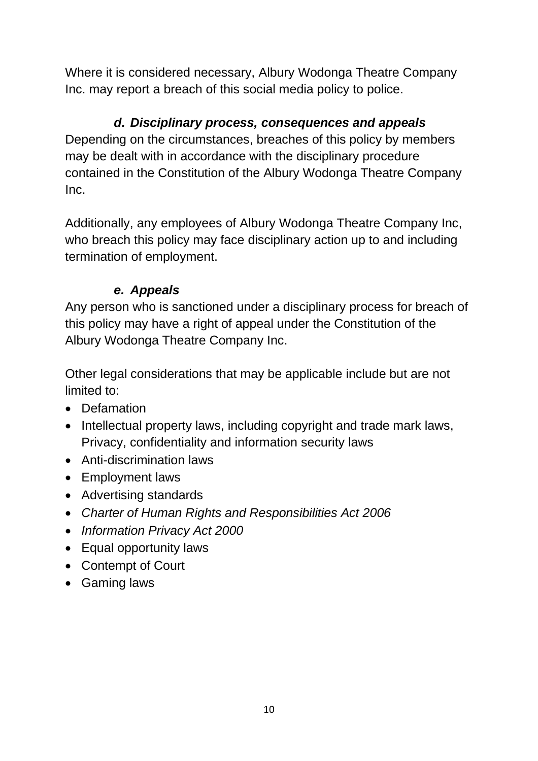Where it is considered necessary, Albury Wodonga Theatre Company Inc. may report a breach of this social media policy to police.

### *d. Disciplinary process, consequences and appeals*

Depending on the circumstances, breaches of this policy by members may be dealt with in accordance with the disciplinary procedure contained in the Constitution of the Albury Wodonga Theatre Company Inc.

Additionally, any employees of Albury Wodonga Theatre Company Inc, who breach this policy may face disciplinary action up to and including termination of employment.

### *e. Appeals*

Any person who is sanctioned under a disciplinary process for breach of this policy may have a right of appeal under the Constitution of the Albury Wodonga Theatre Company Inc.

Other legal considerations that may be applicable include but are not limited to:

- Defamation
- Intellectual property laws, including copyright and trade mark laws, Privacy, confidentiality and information security laws
- Anti-discrimination laws
- Employment laws
- Advertising standards
- *Charter of Human Rights and Responsibilities Act 2006*
- *Information Privacy Act 2000*
- Equal opportunity laws
- Contempt of Court
- Gaming laws